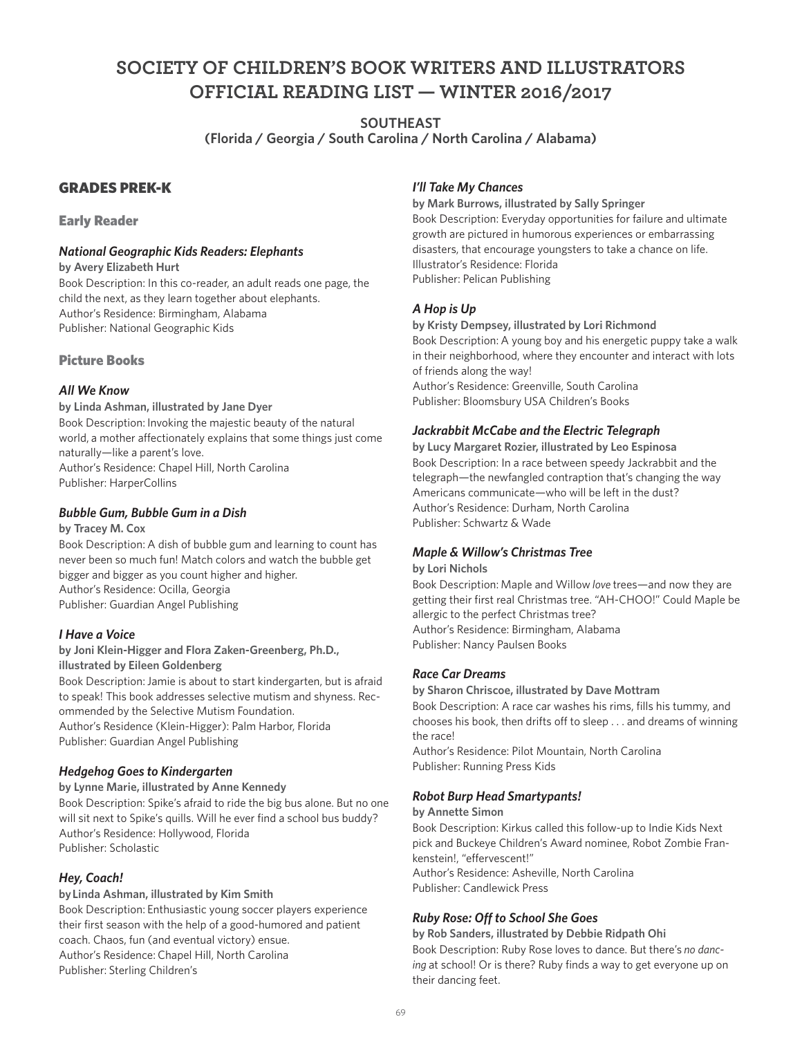# SOCIETY OF CHILDREN'S BOOK WRITERS AND ILLUSTRATORS OFFICIAL READING LIST — WINTER 2016/2017

**SOUTHEAST**
**(Florida / Georgia / South Carolina / North Carolina / Alabama)**

## GRADES PREK-K

### Early Reader

#### *National Geographic Kids Readers: Elephants*

**by Avery Elizabeth Hurt**
Book Description: In this co-reader, an adult reads one page, the child the next, as they learn together about elephants.
Author's Residence: Birmingham, Alabama
Publisher: National Geographic Kids

### Picture Books

#### *All We Know*

**by Linda Ashman, illustrated by Jane Dyer**
Book Description: Invoking the majestic beauty of the natural world, a mother affectionately explains that some things just come naturally—like a parent's love.
Author's Residence: Chapel Hill, North Carolina
Publisher: HarperCollins

#### *Bubble Gum, Bubble Gum in a Dish*

**by Tracey M. Cox**
Book Description: A dish of bubble gum and learning to count has never been so much fun! Match colors and watch the bubble get bigger and bigger as you count higher and higher.
Author's Residence: Ocilla, Georgia
Publisher: Guardian Angel Publishing

#### *I Have a Voice*

**by Joni Klein-Higger and Flora Zaken-Greenberg, Ph.D., illustrated by Eileen Goldenberg**
Book Description: Jamie is about to start kindergarten, but is afraid to speak! This book addresses selective mutism and shyness. Recommended by the Selective Mutism Foundation.
Author's Residence (Klein-Higger): Palm Harbor, Florida
Publisher: Guardian Angel Publishing

#### *Hedgehog Goes to Kindergarten*

**by Lynne Marie, illustrated by Anne Kennedy**
Book Description: Spike's afraid to ride the big bus alone. But no one will sit next to Spike's quills. Will he ever find a school bus buddy?
Author's Residence: Hollywood, Florida
Publisher: Scholastic

#### *Hey, Coach!*

**by Linda Ashman, illustrated by Kim Smith**
Book Description: Enthusiastic young soccer players experience their first season with the help of a good-humored and patient coach. Chaos, fun (and eventual victory) ensue.
Author's Residence: Chapel Hill, North Carolina
Publisher: Sterling Children's

#### *I'll Take My Chances*

**by Mark Burrows, illustrated by Sally Springer**
Book Description: Everyday opportunities for failure and ultimate growth are pictured in humorous experiences or embarrassing disasters, that encourage youngsters to take a chance on life.
Illustrator's Residence: Florida
Publisher: Pelican Publishing

#### *A Hop is Up*

**by Kristy Dempsey, illustrated by Lori Richmond**
Book Description: A young boy and his energetic puppy take a walk in their neighborhood, where they encounter and interact with lots of friends along the way!
Author's Residence: Greenville, South Carolina
Publisher: Bloomsbury USA Children's Books

#### *Jackrabbit McCabe and the Electric Telegraph*

**by Lucy Margaret Rozier, illustrated by Leo Espinosa**
Book Description: In a race between speedy Jackrabbit and the telegraph—the newfangled contraption that's changing the way Americans communicate—who will be left in the dust?
Author's Residence: Durham, North Carolina
Publisher: Schwartz & Wade

#### *Maple & Willow's Christmas Tree*

**by Lori Nichols**
Book Description: Maple and Willow *love* trees—and now they are getting their first real Christmas tree. "AH-CHOO!" Could Maple be allergic to the perfect Christmas tree?
Author's Residence: Birmingham, Alabama
Publisher: Nancy Paulsen Books

#### *Race Car Dreams*

**by Sharon Chriscoe, illustrated by Dave Mottram**
Book Description: A race car washes his rims, fills his tummy, and chooses his book, then drifts off to sleep . . . and dreams of winning the race!
Author's Residence: Pilot Mountain, North Carolina
Publisher: Running Press Kids

#### *Robot Burp Head Smartypants!*

**by Annette Simon**
Book Description: Kirkus called this follow-up to Indie Kids Next pick and Buckeye Children's Award nominee, Robot Zombie Frankenstein!, "effervescent!"
Author's Residence: Asheville, North Carolina
Publisher: Candlewick Press

#### *Ruby Rose: Off to School She Goes*

**by Rob Sanders, illustrated by Debbie Ridpath Ohi**
Book Description: Ruby Rose loves to dance. But there's *no dancing* at school! Or is there? Ruby finds a way to get everyone up on their dancing feet.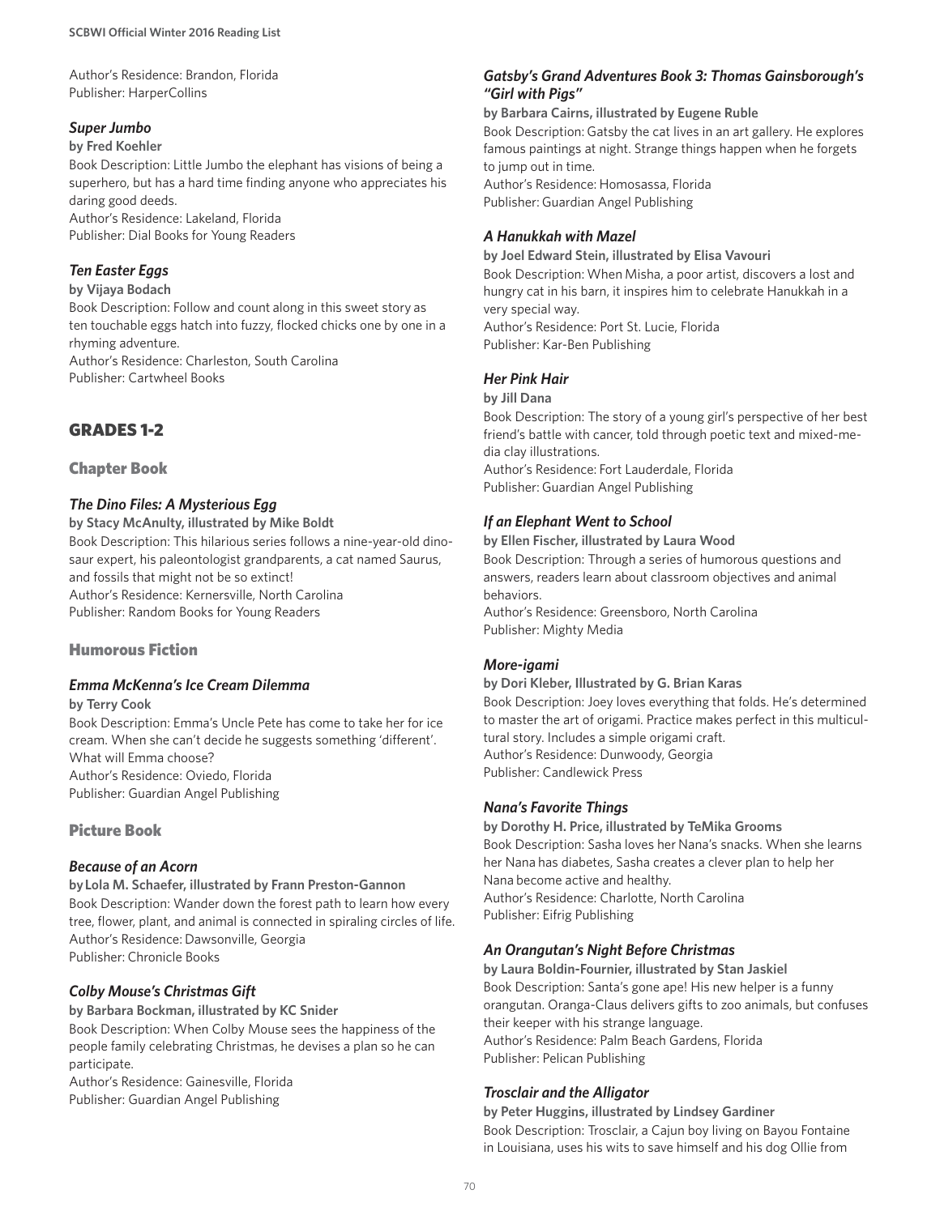Author's Residence: Brandon, Florida
Publisher: HarperCollins

### *Super Jumbo*

**by Fred Koehler**
Book Description: Little Jumbo the elephant has visions of being a superhero, but has a hard time finding anyone who appreciates his daring good deeds.
Author's Residence: Lakeland, Florida
Publisher: Dial Books for Young Readers

### *Ten Easter Eggs*

**by Vijaya Bodach**
Book Description: Follow and count along in this sweet story as ten touchable eggs hatch into fuzzy, flocked chicks one by one in a rhyming adventure.
Author's Residence: Charleston, South Carolina
Publisher: Cartwheel Books

# GRADES 1-2

## Chapter Book

### *The Dino Files: A Mysterious Egg*

**by Stacy McAnulty, illustrated by Mike Boldt**
Book Description: This hilarious series follows a nine-year-old dinosaur expert, his paleontologist grandparents, a cat named Saurus, and fossils that might not be so extinct!
Author's Residence: Kernersville, North Carolina
Publisher: Random Books for Young Readers

## Humorous Fiction

### *Emma McKenna's Ice Cream Dilemma*

**by Terry Cook**
Book Description: Emma's Uncle Pete has come to take her for ice cream. When she can't decide he suggests something 'different'. What will Emma choose?
Author's Residence: Oviedo, Florida
Publisher: Guardian Angel Publishing

## Picture Book

### *Because of an Acorn*

**by Lola M. Schaefer, illustrated by Frann Preston-Gannon**
Book Description: Wander down the forest path to learn how every tree, flower, plant, and animal is connected in spiraling circles of life.
Author's Residence: Dawsonville, Georgia
Publisher: Chronicle Books

### *Colby Mouse's Christmas Gift*

**by Barbara Bockman, illustrated by KC Snider**
Book Description: When Colby Mouse sees the happiness of the people family celebrating Christmas, he devises a plan so he can participate.
Author's Residence: Gainesville, Florida
Publisher: Guardian Angel Publishing

### *Gatsby's Grand Adventures Book 3: Thomas Gainsborough's "Girl with Pigs"*

**by Barbara Cairns, illustrated by Eugene Ruble**
Book Description: Gatsby the cat lives in an art gallery. He explores famous paintings at night. Strange things happen when he forgets to jump out in time.
Author's Residence: Homosassa, Florida
Publisher: Guardian Angel Publishing

### *A Hanukkah with Mazel*

**by Joel Edward Stein, illustrated by Elisa Vavouri**
Book Description: When Misha, a poor artist, discovers a lost and hungry cat in his barn, it inspires him to celebrate Hanukkah in a very special way.
Author's Residence: Port St. Lucie, Florida
Publisher: Kar-Ben Publishing

### *Her Pink Hair*

**by Jill Dana**
Book Description: The story of a young girl's perspective of her best friend's battle with cancer, told through poetic text and mixed-media clay illustrations.
Author's Residence: Fort Lauderdale, Florida
Publisher: Guardian Angel Publishing

### *If an Elephant Went to School*

**by Ellen Fischer, illustrated by Laura Wood**
Book Description: Through a series of humorous questions and answers, readers learn about classroom objectives and animal behaviors.
Author's Residence: Greensboro, North Carolina
Publisher: Mighty Media

### *More-igami*

**by Dori Kleber, Illustrated by G. Brian Karas**
Book Description: Joey loves everything that folds. He's determined to master the art of origami. Practice makes perfect in this multicultural story. Includes a simple origami craft.
Author's Residence: Dunwoody, Georgia
Publisher: Candlewick Press

### *Nana's Favorite Things*

**by Dorothy H. Price, illustrated by TeMika Grooms**
Book Description: Sasha loves her Nana's snacks. When she learns her Nana has diabetes, Sasha creates a clever plan to help her Nana become active and healthy.
Author's Residence: Charlotte, North Carolina
Publisher: Eifrig Publishing

### *An Orangutan's Night Before Christmas*

**by Laura Boldin-Fournier, illustrated by Stan Jaskiel**
Book Description: Santa's gone ape! His new helper is a funny orangutan. Oranga-Claus delivers gifts to zoo animals, but confuses their keeper with his strange language.
Author's Residence: Palm Beach Gardens, Florida
Publisher: Pelican Publishing

### *Trosclair and the Alligator*

**by Peter Huggins, illustrated by Lindsey Gardiner**
Book Description: Trosclair, a Cajun boy living on Bayou Fontaine in Louisiana, uses his wits to save himself and his dog Ollie from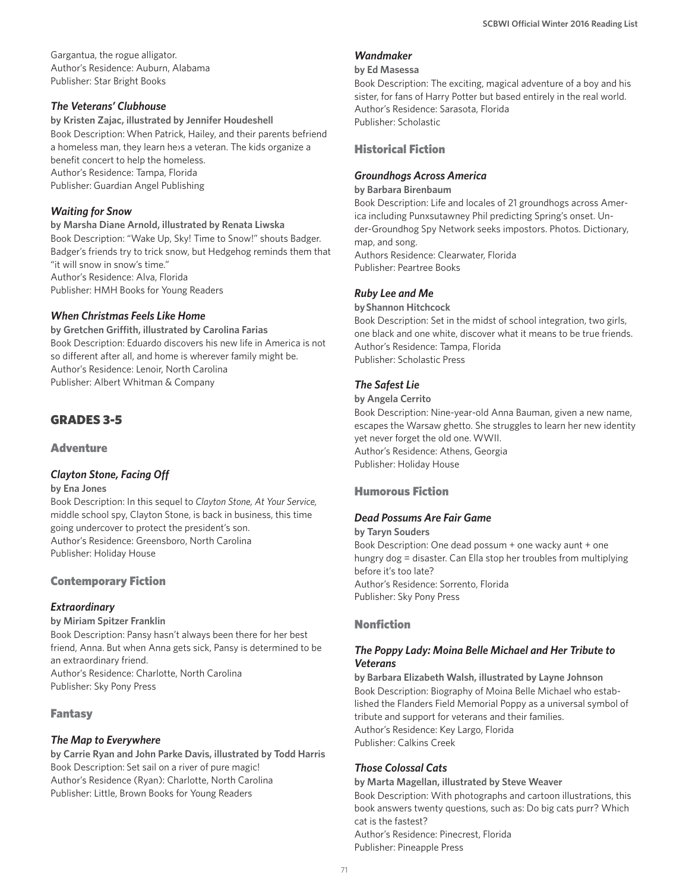Gargantua, the rogue alligator.
Author's Residence: Auburn, Alabama
Publisher: Star Bright Books

### *The Veterans' Clubhouse*

**by Kristen Zajac, illustrated by Jennifer Houdeshell**
Book Description: When Patrick, Hailey, and their parents befriend a homeless man, they learn he›s a veteran. The kids organize a benefit concert to help the homeless.
Author's Residence: Tampa, Florida
Publisher: Guardian Angel Publishing

### *Waiting for Snow*

**by Marsha Diane Arnold, illustrated by Renata Liwska**
Book Description: "Wake Up, Sky! Time to Snow!" shouts Badger. Badger's friends try to trick snow, but Hedgehog reminds them that "it will snow in snow's time."
Author's Residence: Alva, Florida
Publisher: HMH Books for Young Readers

### *When Christmas Feels Like Home*

**by Gretchen Griffith, illustrated by Carolina Farias**
Book Description: Eduardo discovers his new life in America is not so different after all, and home is wherever family might be.
Author's Residence: Lenoir, North Carolina
Publisher: Albert Whitman & Company

# GRADES 3-5

## Adventure

### *Clayton Stone, Facing Off*

**by Ena Jones**
Book Description: In this sequel to *Clayton Stone, At Your Service,* middle school spy, Clayton Stone, is back in business, this time going undercover to protect the president's son.
Author's Residence: Greensboro, North Carolina
Publisher: Holiday House

## Contemporary Fiction

### *Extraordinary*

**by Miriam Spitzer Franklin**
Book Description: Pansy hasn't always been there for her best friend, Anna. But when Anna gets sick, Pansy is determined to be an extraordinary friend.
Author's Residence: Charlotte, North Carolina
Publisher: Sky Pony Press

## Fantasy

### *The Map to Everywhere*

**by Carrie Ryan and John Parke Davis, illustrated by Todd Harris**
Book Description: Set sail on a river of pure magic!
Author's Residence (Ryan): Charlotte, North Carolina
Publisher: Little, Brown Books for Young Readers

### *Wandmaker*

**by Ed Masessa**
Book Description: The exciting, magical adventure of a boy and his sister, for fans of Harry Potter but based entirely in the real world.
Author's Residence: Sarasota, Florida
Publisher: Scholastic

## Historical Fiction

### *Groundhogs Across America*

**by Barbara Birenbaum**
Book Description: Life and locales of 21 groundhogs across America including Punxsutawney Phil predicting Spring's onset. Under-Groundhog Spy Network seeks impostors. Photos. Dictionary, map, and song.
Authors Residence: Clearwater, Florida
Publisher: Peartree Books

### *Ruby Lee and Me*

**by Shannon Hitchcock**
Book Description: Set in the midst of school integration, two girls, one black and one white, discover what it means to be true friends.
Author's Residence: Tampa, Florida
Publisher: Scholastic Press

### *The Safest Lie*

**by Angela Cerrito**
Book Description: Nine-year-old Anna Bauman, given a new name, escapes the Warsaw ghetto. She struggles to learn her new identity yet never forget the old one. WWII.
Author's Residence: Athens, Georgia
Publisher: Holiday House

## Humorous Fiction

### *Dead Possums Are Fair Game*

**by Taryn Souders**
Book Description: One dead possum + one wacky aunt + one hungry dog = disaster. Can Ella stop her troubles from multiplying before it's too late?
Author's Residence: Sorrento, Florida
Publisher: Sky Pony Press

## Nonfiction

### *The Poppy Lady: Moina Belle Michael and Her Tribute to Veterans*

**by Barbara Elizabeth Walsh, illustrated by Layne Johnson**
Book Description: Biography of Moina Belle Michael who established the Flanders Field Memorial Poppy as a universal symbol of tribute and support for veterans and their families.
Author's Residence: Key Largo, Florida
Publisher: Calkins Creek

### *Those Colossal Cats*

**by Marta Magellan, illustrated by Steve Weaver**
Book Description: With photographs and cartoon illustrations, this book answers twenty questions, such as: Do big cats purr? Which cat is the fastest?
Author's Residence: Pinecrest, Florida
Publisher: Pineapple Press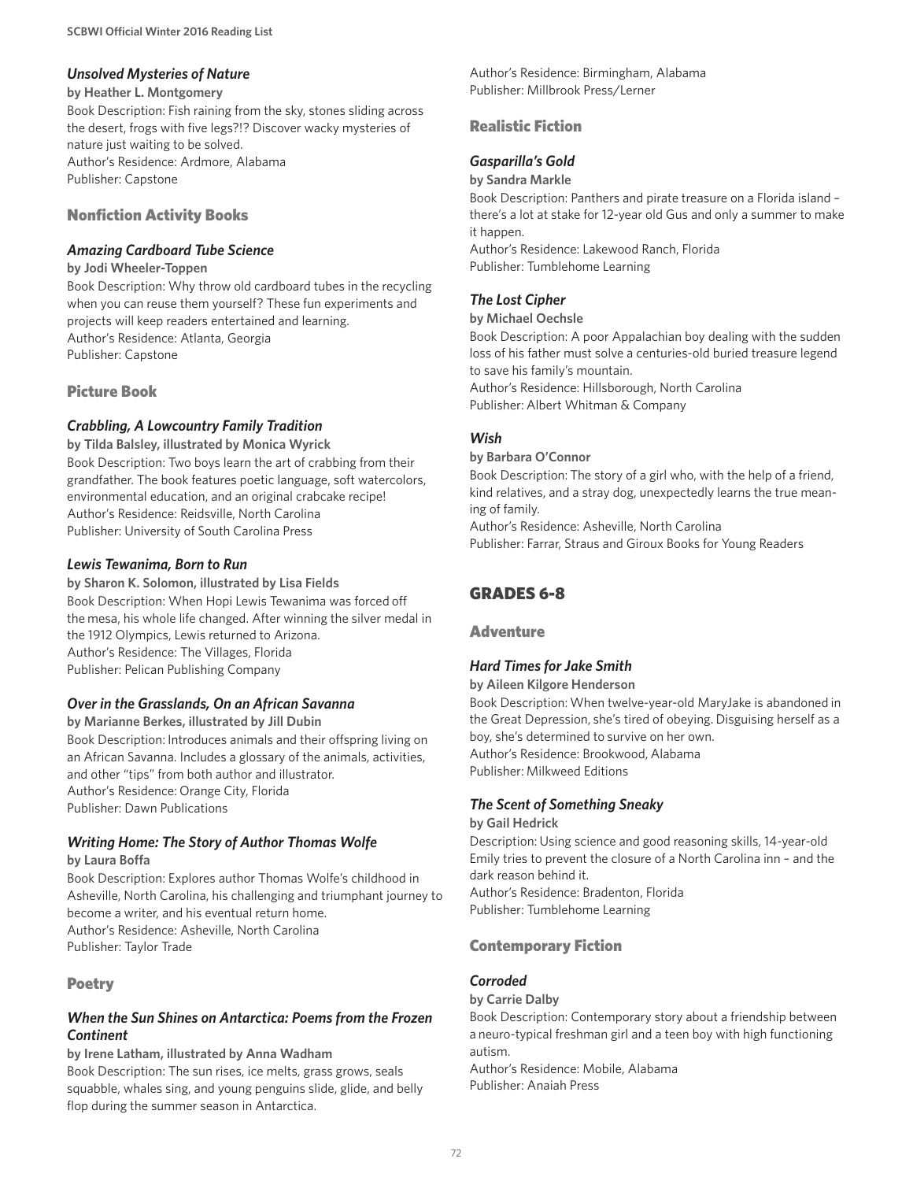### *Unsolved Mysteries of Nature*

**by Heather L. Montgomery**

Book Description: Fish raining from the sky, stones sliding across the desert, frogs with five legs?!? Discover wacky mysteries of nature just waiting to be solved.
Author's Residence: Ardmore, Alabama
Publisher: Capstone

## Nonfiction Activity Books

### *Amazing Cardboard Tube Science*

**by Jodi Wheeler-Toppen**

Book Description: Why throw old cardboard tubes in the recycling when you can reuse them yourself? These fun experiments and projects will keep readers entertained and learning.
Author's Residence: Atlanta, Georgia
Publisher: Capstone

## Picture Book

### *Crabbling, A Lowcountry Family Tradition*

**by Tilda Balsley, illustrated by Monica Wyrick**

Book Description: Two boys learn the art of crabbing from their grandfather. The book features poetic language, soft watercolors, environmental education, and an original crabcake recipe!
Author's Residence: Reidsville, North Carolina
Publisher: University of South Carolina Press

### *Lewis Tewanima, Born to Run*

**by Sharon K. Solomon, illustrated by Lisa Fields**

Book Description: When Hopi Lewis Tewanima was forced off the mesa, his whole life changed. After winning the silver medal in the 1912 Olympics, Lewis returned to Arizona.
Author's Residence: The Villages, Florida
Publisher: Pelican Publishing Company

### *Over in the Grasslands, On an African Savanna*

**by Marianne Berkes, illustrated by Jill Dubin**

Book Description: Introduces animals and their offspring living on an African Savanna. Includes a glossary of the animals, activities, and other "tips" from both author and illustrator.
Author's Residence: Orange City, Florida
Publisher: Dawn Publications

### *Writing Home: The Story of Author Thomas Wolfe*

**by Laura Boffa**

Book Description: Explores author Thomas Wolfe's childhood in Asheville, North Carolina, his challenging and triumphant journey to become a writer, and his eventual return home.
Author's Residence: Asheville, North Carolina
Publisher: Taylor Trade

## Poetry

### *When the Sun Shines on Antarctica: Poems from the Frozen Continent*

**by Irene Latham, illustrated by Anna Wadham**

Book Description: The sun rises, ice melts, grass grows, seals squabble, whales sing, and young penguins slide, glide, and belly flop during the summer season in Antarctica.
Author's Residence: Birmingham, Alabama
Publisher: Millbrook Press/Lerner

## Realistic Fiction

### *Gasparilla's Gold*

**by Sandra Markle**

Book Description: Panthers and pirate treasure on a Florida island – there's a lot at stake for 12-year old Gus and only a summer to make it happen.
Author's Residence: Lakewood Ranch, Florida
Publisher: Tumblehome Learning

### *The Lost Cipher*

**by Michael Oechsle**

Book Description: A poor Appalachian boy dealing with the sudden loss of his father must solve a centuries-old buried treasure legend to save his family's mountain.
Author's Residence: Hillsborough, North Carolina
Publisher: Albert Whitman & Company

### *Wish*

**by Barbara O'Connor**

Book Description: The story of a girl who, with the help of a friend, kind relatives, and a stray dog, unexpectedly learns the true meaning of family.
Author's Residence: Asheville, North Carolina
Publisher: Farrar, Straus and Giroux Books for Young Readers

# GRADES 6-8

## Adventure

### *Hard Times for Jake Smith*

**by Aileen Kilgore Henderson**

Book Description: When twelve-year-old MaryJake is abandoned in the Great Depression, she's tired of obeying. Disguising herself as a boy, she's determined to survive on her own.
Author's Residence: Brookwood, Alabama
Publisher: Milkweed Editions

### *The Scent of Something Sneaky*

**by Gail Hedrick**

Description: Using science and good reasoning skills, 14-year-old Emily tries to prevent the closure of a North Carolina inn – and the dark reason behind it.
Author's Residence: Bradenton, Florida
Publisher: Tumblehome Learning

## Contemporary Fiction

### *Corroded*

**by Carrie Dalby**

Book Description: Contemporary story about a friendship between a neuro-typical freshman girl and a teen boy with high functioning autism.
Author's Residence: Mobile, Alabama
Publisher: Anaiah Press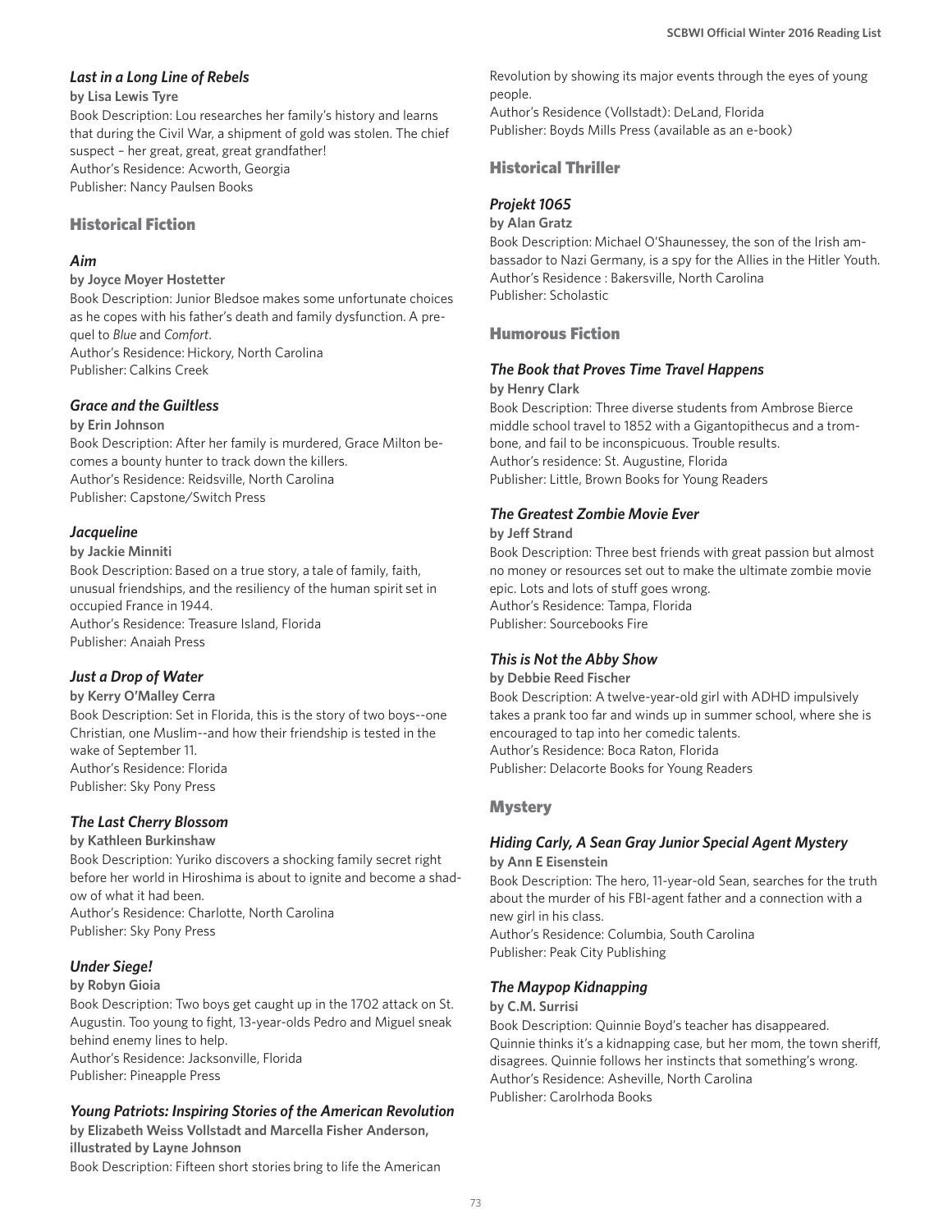### *Last in a Long Line of Rebels*

**by Lisa Lewis Tyre**

Book Description: Lou researches her family's history and learns that during the Civil War, a shipment of gold was stolen. The chief suspect – her great, great, great grandfather!
Author's Residence: Acworth, Georgia
Publisher: Nancy Paulsen Books

## Historical Fiction

### *Aim*

**by Joyce Moyer Hostetter**

Book Description: Junior Bledsoe makes some unfortunate choices as he copes with his father's death and family dysfunction. A prequel to *Blue* and *Comfort*.
Author's Residence: Hickory, North Carolina
Publisher: Calkins Creek

### *Grace and the Guiltless*

**by Erin Johnson**

Book Description: After her family is murdered, Grace Milton becomes a bounty hunter to track down the killers.
Author's Residence: Reidsville, North Carolina
Publisher: Capstone/Switch Press

### *Jacqueline*

**by Jackie Minniti**

Book Description: Based on a true story, a tale of family, faith, unusual friendships, and the resiliency of the human spirit set in occupied France in 1944.
Author's Residence: Treasure Island, Florida
Publisher: Anaiah Press

### *Just a Drop of Water*

**by Kerry O'Malley Cerra**

Book Description: Set in Florida, this is the story of two boys--one Christian, one Muslim--and how their friendship is tested in the wake of September 11.
Author's Residence: Florida
Publisher: Sky Pony Press

### *The Last Cherry Blossom*

**by Kathleen Burkinshaw**

Book Description: Yuriko discovers a shocking family secret right before her world in Hiroshima is about to ignite and become a shadow of what it had been.
Author's Residence: Charlotte, North Carolina
Publisher: Sky Pony Press

### *Under Siege!*

**by Robyn Gioia**

Book Description: Two boys get caught up in the 1702 attack on St. Augustin. Too young to fight, 13-year-olds Pedro and Miguel sneak behind enemy lines to help.
Author's Residence: Jacksonville, Florida
Publisher: Pineapple Press

### *Young Patriots: Inspiring Stories of the American Revolution*

**by Elizabeth Weiss Vollstadt and Marcella Fisher Anderson, illustrated by Layne Johnson**

Book Description: Fifteen short stories bring to life the American Revolution by showing its major events through the eyes of young people.
Author's Residence (Vollstadt): DeLand, Florida
Publisher: Boyds Mills Press (available as an e-book)

## Historical Thriller

### *Projekt 1065*

**by Alan Gratz**

Book Description: Michael O'Shaunessey, the son of the Irish ambassador to Nazi Germany, is a spy for the Allies in the Hitler Youth.
Author's Residence : Bakersville, North Carolina
Publisher: Scholastic

## Humorous Fiction

### *The Book that Proves Time Travel Happens*

**by Henry Clark**

Book Description: Three diverse students from Ambrose Bierce middle school travel to 1852 with a Gigantopithecus and a trombone, and fail to be inconspicuous. Trouble results.
Author's residence: St. Augustine, Florida
Publisher: Little, Brown Books for Young Readers

### *The Greatest Zombie Movie Ever*

**by Jeff Strand**

Book Description: Three best friends with great passion but almost no money or resources set out to make the ultimate zombie movie epic. Lots and lots of stuff goes wrong.
Author's Residence: Tampa, Florida
Publisher: Sourcebooks Fire

### *This is Not the Abby Show*

**by Debbie Reed Fischer**

Book Description: A twelve-year-old girl with ADHD impulsively takes a prank too far and winds up in summer school, where she is encouraged to tap into her comedic talents.
Author's Residence: Boca Raton, Florida
Publisher: Delacorte Books for Young Readers

## Mystery

### *Hiding Carly, A Sean Gray Junior Special Agent Mystery*

**by Ann E Eisenstein**

Book Description: The hero, 11-year-old Sean, searches for the truth about the murder of his FBI-agent father and a connection with a new girl in his class.
Author's Residence: Columbia, South Carolina
Publisher: Peak City Publishing

### *The Maypop Kidnapping*

**by C.M. Surrisi**

Book Description: Quinnie Boyd's teacher has disappeared. Quinnie thinks it's a kidnapping case, but her mom, the town sheriff, disagrees. Quinnie follows her instincts that something's wrong.
Author's Residence: Asheville, North Carolina
Publisher: Carolrhoda Books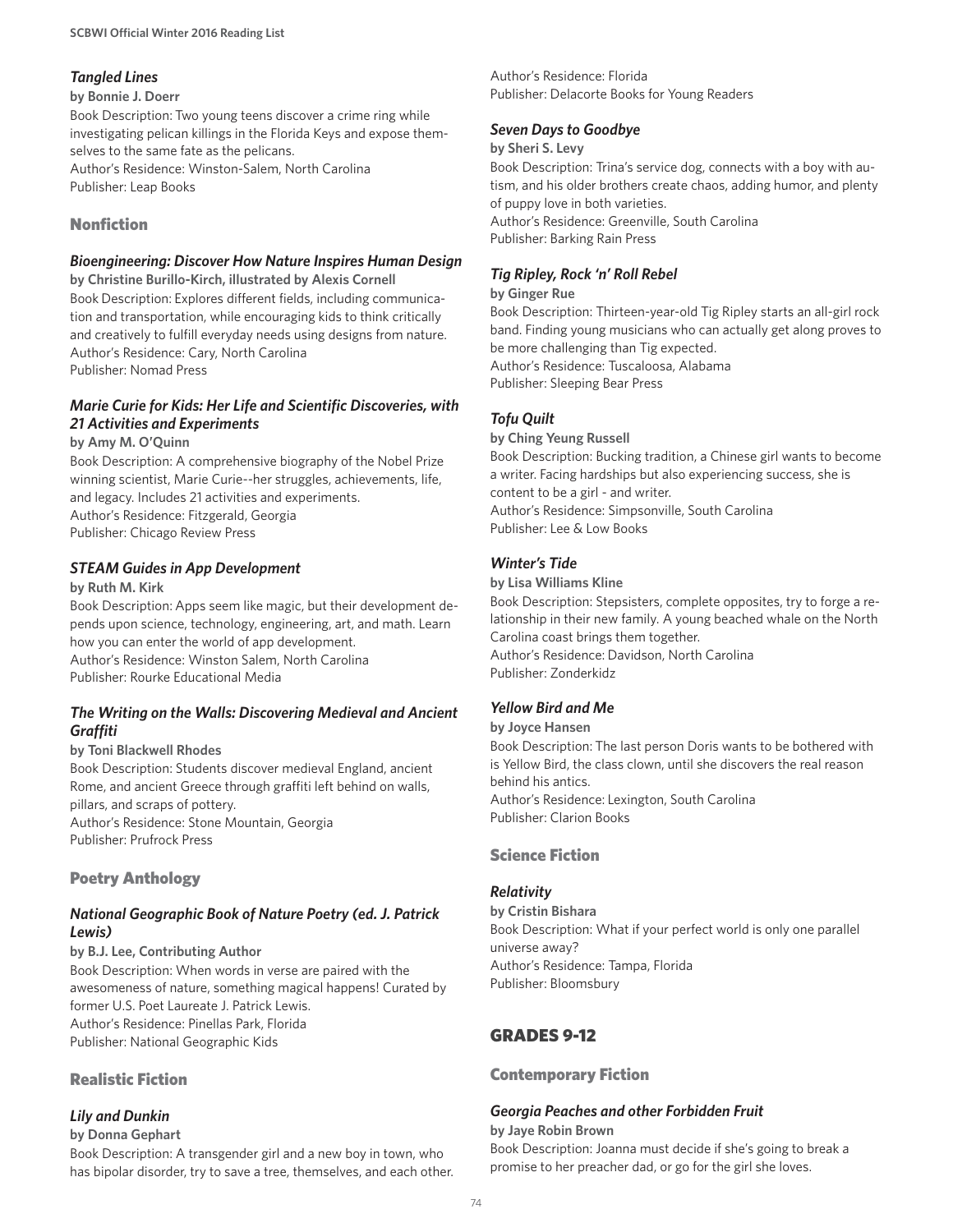### *Tangled Lines*

**by Bonnie J. Doerr**

Book Description: Two young teens discover a crime ring while investigating pelican killings in the Florida Keys and expose themselves to the same fate as the pelicans.
Author's Residence: Winston-Salem, North Carolina
Publisher: Leap Books

## Nonfiction

### *Bioengineering: Discover How Nature Inspires Human Design*

**by Christine Burillo-Kirch, illustrated by Alexis Cornell**

Book Description: Explores different fields, including communication and transportation, while encouraging kids to think critically and creatively to fulfill everyday needs using designs from nature.
Author's Residence: Cary, North Carolina
Publisher: Nomad Press

### *Marie Curie for Kids: Her Life and Scientific Discoveries, with 21 Activities and Experiments*

**by Amy M. O'Quinn**

Book Description: A comprehensive biography of the Nobel Prize winning scientist, Marie Curie--her struggles, achievements, life, and legacy. Includes 21 activities and experiments.
Author's Residence: Fitzgerald, Georgia
Publisher: Chicago Review Press

### *STEAM Guides in App Development*

**by Ruth M. Kirk**

Book Description: Apps seem like magic, but their development depends upon science, technology, engineering, art, and math. Learn how you can enter the world of app development.
Author's Residence: Winston Salem, North Carolina
Publisher: Rourke Educational Media

### *The Writing on the Walls: Discovering Medieval and Ancient Graffiti*

**by Toni Blackwell Rhodes**

Book Description: Students discover medieval England, ancient Rome, and ancient Greece through graffiti left behind on walls, pillars, and scraps of pottery.
Author's Residence: Stone Mountain, Georgia
Publisher: Prufrock Press

## Poetry Anthology

### *National Geographic Book of Nature Poetry (ed. J. Patrick Lewis)*

**by B.J. Lee, Contributing Author**

Book Description: When words in verse are paired with the awesomeness of nature, something magical happens! Curated by former U.S. Poet Laureate J. Patrick Lewis.
Author's Residence: Pinellas Park, Florida
Publisher: National Geographic Kids

## Realistic Fiction

### *Lily and Dunkin*

**by Donna Gephart**

Book Description: A transgender girl and a new boy in town, who has bipolar disorder, try to save a tree, themselves, and each other.
Author's Residence: Florida
Publisher: Delacorte Books for Young Readers

### *Seven Days to Goodbye*

**by Sheri S. Levy**

Book Description: Trina's service dog, connects with a boy with autism, and his older brothers create chaos, adding humor, and plenty of puppy love in both varieties.
Author's Residence: Greenville, South Carolina
Publisher: Barking Rain Press

### *Tig Ripley, Rock 'n' Roll Rebel*

**by Ginger Rue**

Book Description: Thirteen-year-old Tig Ripley starts an all-girl rock band. Finding young musicians who can actually get along proves to be more challenging than Tig expected.
Author's Residence: Tuscaloosa, Alabama
Publisher: Sleeping Bear Press

### *Tofu Quilt*

**by Ching Yeung Russell**

Book Description: Bucking tradition, a Chinese girl wants to become a writer. Facing hardships but also experiencing success, she is content to be a girl - and writer.
Author's Residence: Simpsonville, South Carolina
Publisher: Lee & Low Books

### *Winter's Tide*

**by Lisa Williams Kline**

Book Description: Stepsisters, complete opposites, try to forge a relationship in their new family. A young beached whale on the North Carolina coast brings them together.
Author's Residence: Davidson, North Carolina
Publisher: Zonderkidz

### *Yellow Bird and Me*

**by Joyce Hansen**

Book Description: The last person Doris wants to be bothered with is Yellow Bird, the class clown, until she discovers the real reason behind his antics.
Author's Residence: Lexington, South Carolina
Publisher: Clarion Books

## Science Fiction

### *Relativity*

**by Cristin Bishara**

Book Description: What if your perfect world is only one parallel universe away?
Author's Residence: Tampa, Florida
Publisher: Bloomsbury

# GRADES 9-12

## Contemporary Fiction

### *Georgia Peaches and other Forbidden Fruit*

**by Jaye Robin Brown**

Book Description: Joanna must decide if she's going to break a promise to her preacher dad, or go for the girl she loves.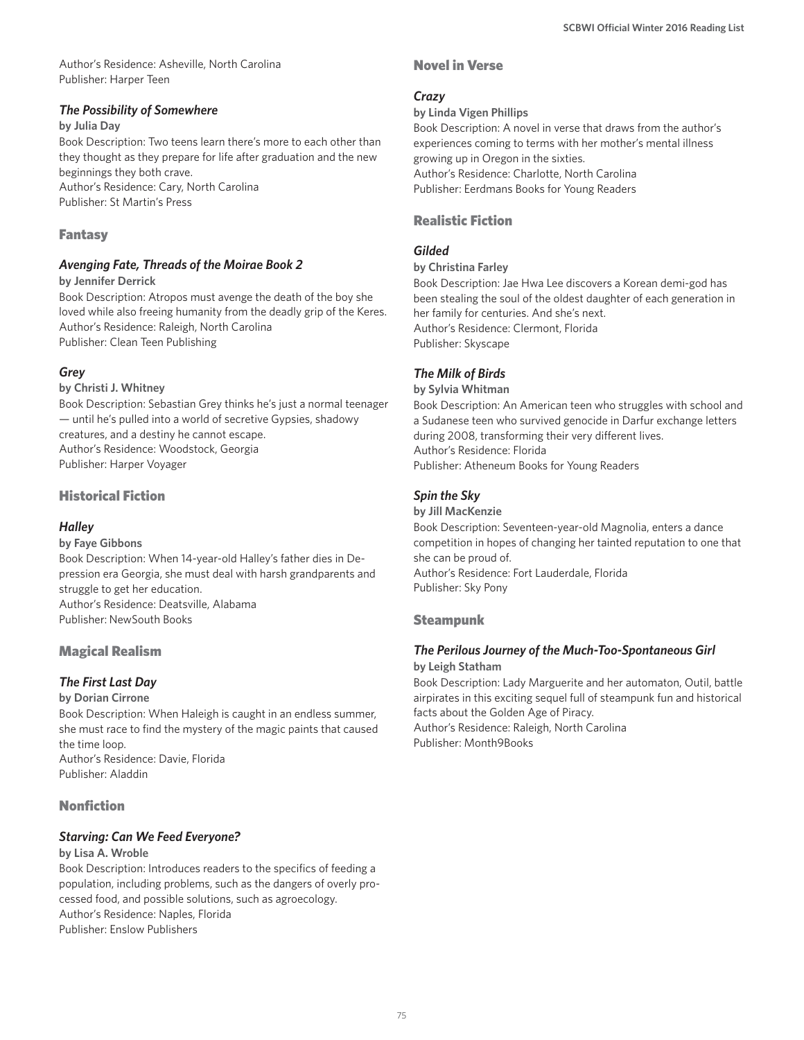Author's Residence: Asheville, North Carolina
Publisher: Harper Teen

### *The Possibility of Somewhere*

**by Julia Day**

Book Description: Two teens learn there's more to each other than they thought as they prepare for life after graduation and the new beginnings they both crave.
Author's Residence: Cary, North Carolina
Publisher: St Martin's Press

## Fantasy

### *Avenging Fate, Threads of the Moirae Book 2*

**by Jennifer Derrick**

Book Description: Atropos must avenge the death of the boy she loved while also freeing humanity from the deadly grip of the Keres.
Author's Residence: Raleigh, North Carolina
Publisher: Clean Teen Publishing

### *Grey*

**by Christi J. Whitney**

Book Description: Sebastian Grey thinks he's just a normal teenager — until he's pulled into a world of secretive Gypsies, shadowy creatures, and a destiny he cannot escape.
Author's Residence: Woodstock, Georgia
Publisher: Harper Voyager

## Historical Fiction

### *Halley*

**by Faye Gibbons**

Book Description: When 14-year-old Halley's father dies in Depression era Georgia, she must deal with harsh grandparents and struggle to get her education.
Author's Residence: Deatsville, Alabama
Publisher: NewSouth Books

## Magical Realism

### *The First Last Day*

**by Dorian Cirrone**

Book Description: When Haleigh is caught in an endless summer, she must race to find the mystery of the magic paints that caused the time loop.
Author's Residence: Davie, Florida
Publisher: Aladdin

## Nonfiction

### *Starving: Can We Feed Everyone?*

**by Lisa A. Wroble**

Book Description: Introduces readers to the specifics of feeding a population, including problems, such as the dangers of overly processed food, and possible solutions, such as agroecology.
Author's Residence: Naples, Florida
Publisher: Enslow Publishers

## Novel in Verse

### *Crazy*

**by Linda Vigen Phillips**

Book Description: A novel in verse that draws from the author's experiences coming to terms with her mother's mental illness growing up in Oregon in the sixties.
Author's Residence: Charlotte, North Carolina
Publisher: Eerdmans Books for Young Readers

## Realistic Fiction

### *Gilded*

**by Christina Farley**

Book Description: Jae Hwa Lee discovers a Korean demi-god has been stealing the soul of the oldest daughter of each generation in her family for centuries. And she's next.
Author's Residence: Clermont, Florida
Publisher: Skyscape

### *The Milk of Birds*

**by Sylvia Whitman**

Book Description: An American teen who struggles with school and a Sudanese teen who survived genocide in Darfur exchange letters during 2008, transforming their very different lives.
Author's Residence: Florida
Publisher: Atheneum Books for Young Readers

### *Spin the Sky*

**by Jill MacKenzie**

Book Description: Seventeen-year-old Magnolia, enters a dance competition in hopes of changing her tainted reputation to one that she can be proud of.
Author's Residence: Fort Lauderdale, Florida
Publisher: Sky Pony

## Steampunk

### *The Perilous Journey of the Much-Too-Spontaneous Girl*

**by Leigh Statham**

Book Description: Lady Marguerite and her automaton, Outil, battle airpirates in this exciting sequel full of steampunk fun and historical facts about the Golden Age of Piracy.
Author's Residence: Raleigh, North Carolina
Publisher: Month9Books